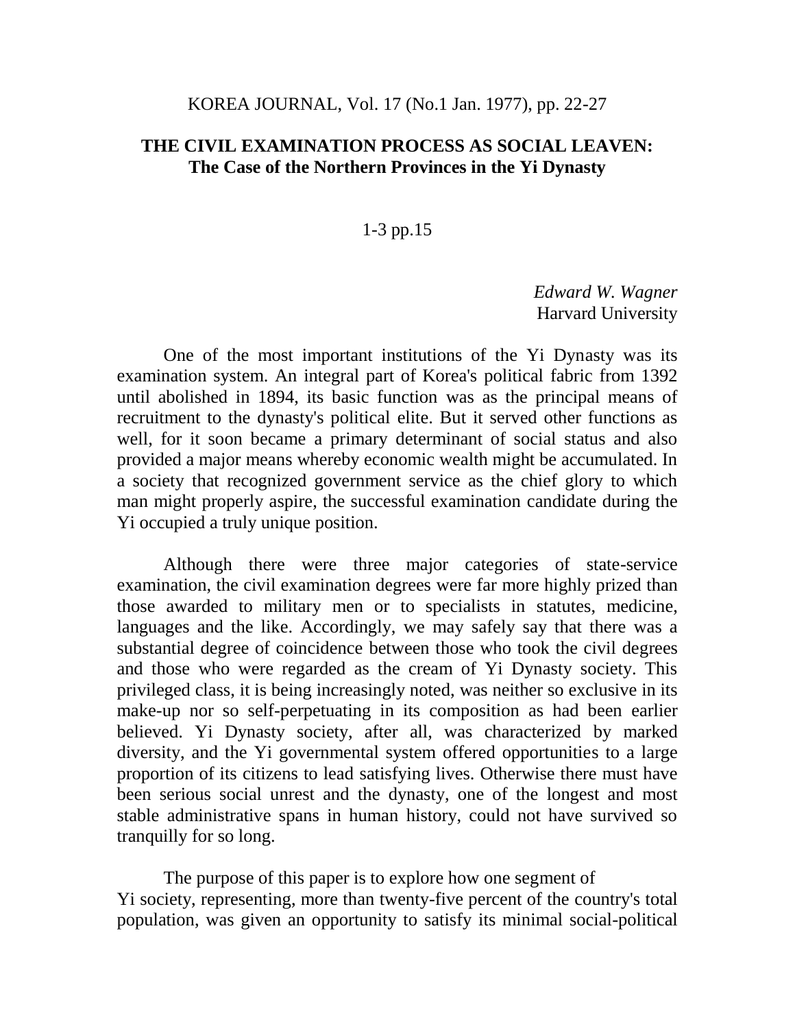KOREA JOURNAL, Vol. 17 (No.1 Jan. 1977), pp. 22-27

# THE CIVIL EXAMINATION PROCESS AS SOCIAL LEAVEN: The Case of the Northern Provinces in the Yi Dynasty

1-3 pp.15

*Edward W. Wagner*
Harvard University

One of the most important institutions of the Yi Dynasty was its examination system. An integral part of Korea's political fabric from 1392 until abolished in 1894, its basic function was as the principal means of recruitment to the dynasty's political elite. But it served other functions as well, for it soon became a primary determinant of social status and also provided a major means whereby economic wealth might be accumulated. In a society that recognized government service as the chief glory to which man might properly aspire, the successful examination candidate during the Yi occupied a truly unique position.

Although there were three major categories of state-service examination, the civil examination degrees were far more highly prized than those awarded to military men or to specialists in statutes, medicine, languages and the like. Accordingly, we may safely say that there was a substantial degree of coincidence between those who took the civil degrees and those who were regarded as the cream of Yi Dynasty society. This privileged class, it is being increasingly noted, was neither so exclusive in its make-up nor so self-perpetuating in its composition as had been earlier believed. Yi Dynasty society, after all, was characterized by marked diversity, and the Yi governmental system offered opportunities to a large proportion of its citizens to lead satisfying lives. Otherwise there must have been serious social unrest and the dynasty, one of the longest and most stable administrative spans in human history, could not have survived so tranquilly for so long.

The purpose of this paper is to explore how one segment of Yi society, representing, more than twenty-five percent of the country's total population, was given an opportunity to satisfy its minimal social-political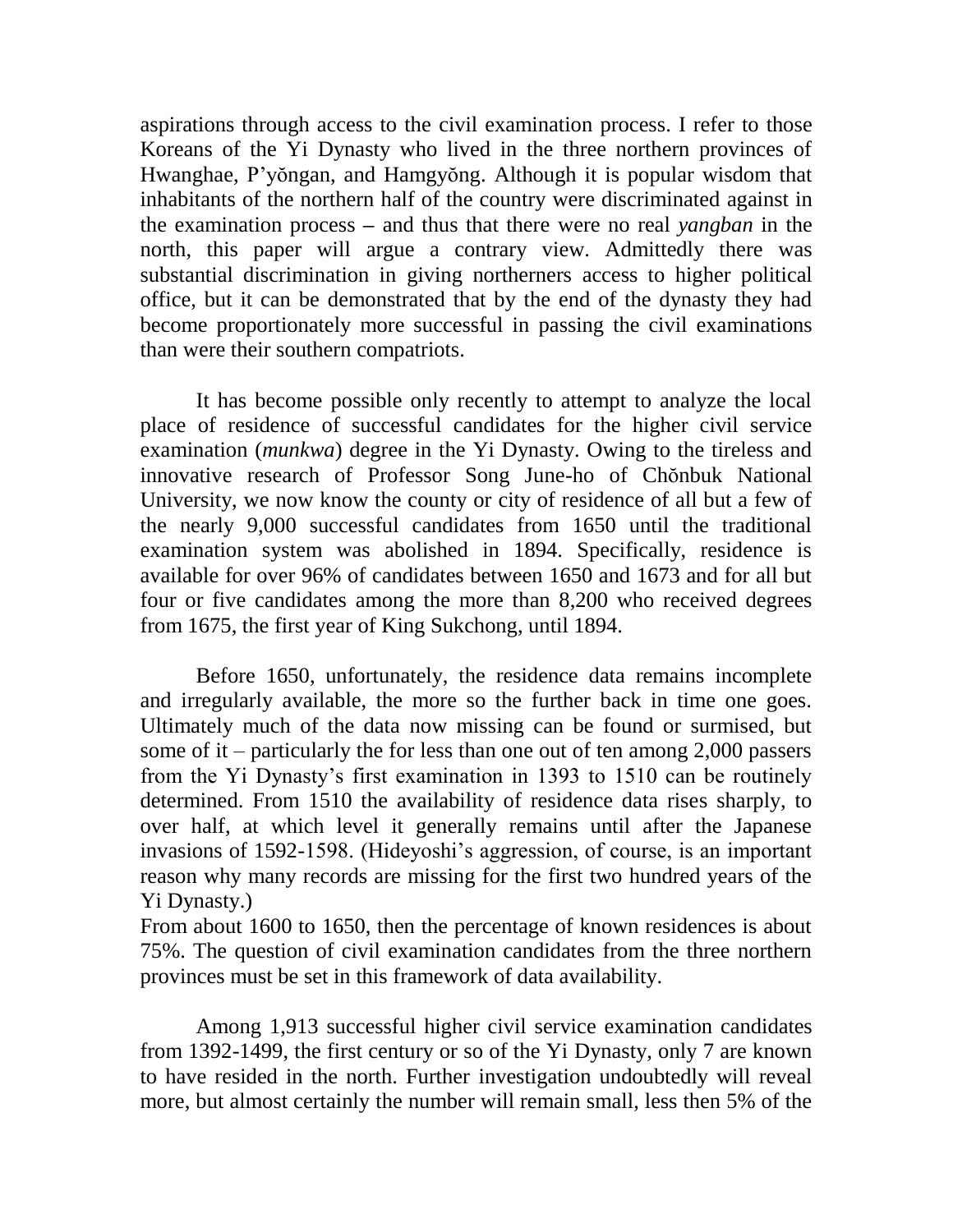aspirations through access to the civil examination process. I refer to those Koreans of the Yi Dynasty who lived in the three northern provinces of Hwanghae, P'yŏngan, and Hamgyŏng. Although it is popular wisdom that inhabitants of the northern half of the country were discriminated against in the examination process – and thus that there were no real *yangban* in the north, this paper will argue a contrary view. Admittedly there was substantial discrimination in giving northerners access to higher political office, but it can be demonstrated that by the end of the dynasty they had become proportionately more successful in passing the civil examinations than were their southern compatriots.

It has become possible only recently to attempt to analyze the local place of residence of successful candidates for the higher civil service examination (*munkwa*) degree in the Yi Dynasty. Owing to the tireless and innovative research of Professor Song June-ho of Chŏnbuk National University, we now know the county or city of residence of all but a few of the nearly 9,000 successful candidates from 1650 until the traditional examination system was abolished in 1894. Specifically, residence is available for over 96% of candidates between 1650 and 1673 and for all but four or five candidates among the more than 8,200 who received degrees from 1675, the first year of King Sukchong, until 1894.

Before 1650, unfortunately, the residence data remains incomplete and irregularly available, the more so the further back in time one goes. Ultimately much of the data now missing can be found or surmised, but some of it – particularly the for less than one out of ten among 2,000 passers from the Yi Dynasty's first examination in 1393 to 1510 can be routinely determined. From 1510 the availability of residence data rises sharply, to over half, at which level it generally remains until after the Japanese invasions of 1592-1598. (Hideyoshi's aggression, of course, is an important reason why many records are missing for the first two hundred years of the Yi Dynasty.)
From about 1600 to 1650, then the percentage of known residences is about 75%. The question of civil examination candidates from the three northern provinces must be set in this framework of data availability.

Among 1,913 successful higher civil service examination candidates from 1392-1499, the first century or so of the Yi Dynasty, only 7 are known to have resided in the north. Further investigation undoubtedly will reveal more, but almost certainly the number will remain small, less then 5% of the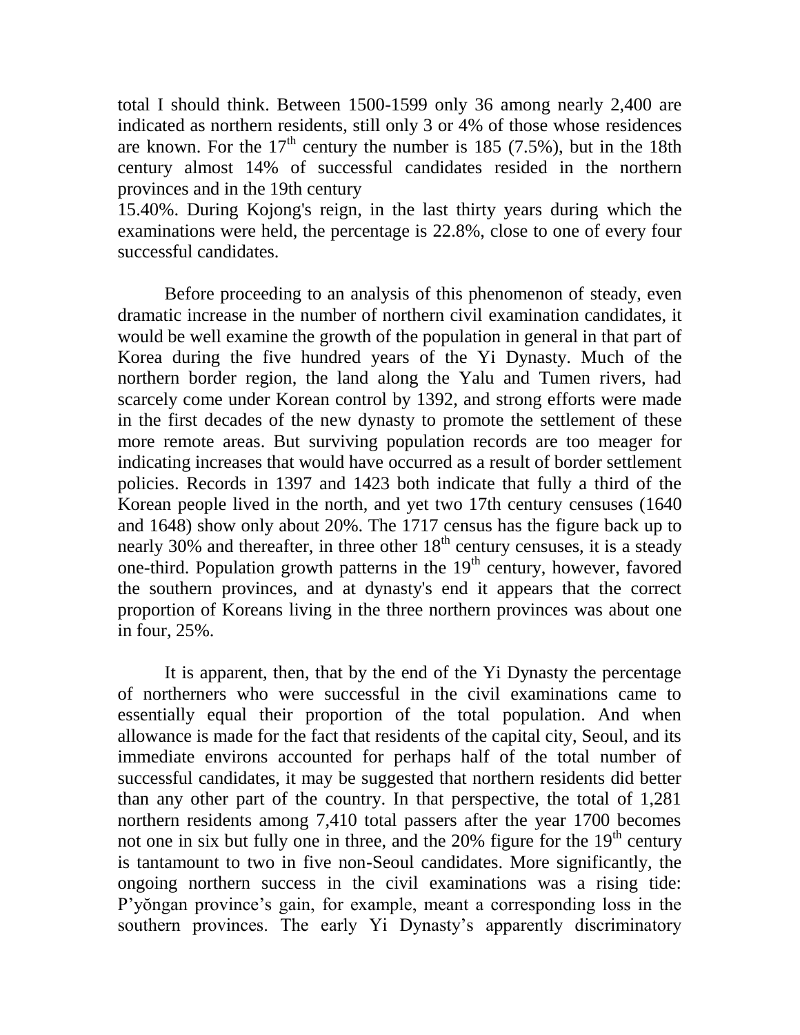total I should think. Between 1500-1599 only 36 among nearly 2,400 are indicated as northern residents, still only 3 or 4% of those whose residences are known. For the 17th century the number is 185 (7.5%), but in the 18th century almost 14% of successful candidates resided in the northern provinces and in the 19th century 15.40%. During Kojong's reign, in the last thirty years during which the examinations were held, the percentage is 22.8%, close to one of every four successful candidates.

Before proceeding to an analysis of this phenomenon of steady, even dramatic increase in the number of northern civil examination candidates, it would be well examine the growth of the population in general in that part of Korea during the five hundred years of the Yi Dynasty. Much of the northern border region, the land along the Yalu and Tumen rivers, had scarcely come under Korean control by 1392, and strong efforts were made in the first decades of the new dynasty to promote the settlement of these more remote areas. But surviving population records are too meager for indicating increases that would have occurred as a result of border settlement policies. Records in 1397 and 1423 both indicate that fully a third of the Korean people lived in the north, and yet two 17th century censuses (1640 and 1648) show only about 20%. The 1717 census has the figure back up to nearly 30% and thereafter, in three other 18th century censuses, it is a steady one-third. Population growth patterns in the 19th century, however, favored the southern provinces, and at dynasty's end it appears that the correct proportion of Koreans living in the three northern provinces was about one in four, 25%.

It is apparent, then, that by the end of the Yi Dynasty the percentage of northerners who were successful in the civil examinations came to essentially equal their proportion of the total population. And when allowance is made for the fact that residents of the capital city, Seoul, and its immediate environs accounted for perhaps half of the total number of successful candidates, it may be suggested that northern residents did better than any other part of the country. In that perspective, the total of 1,281 northern residents among 7,410 total passers after the year 1700 becomes not one in six but fully one in three, and the 20% figure for the 19th century is tantamount to two in five non-Seoul candidates. More significantly, the ongoing northern success in the civil examinations was a rising tide: P'yŏngan province's gain, for example, meant a corresponding loss in the southern provinces. The early Yi Dynasty's apparently discriminatory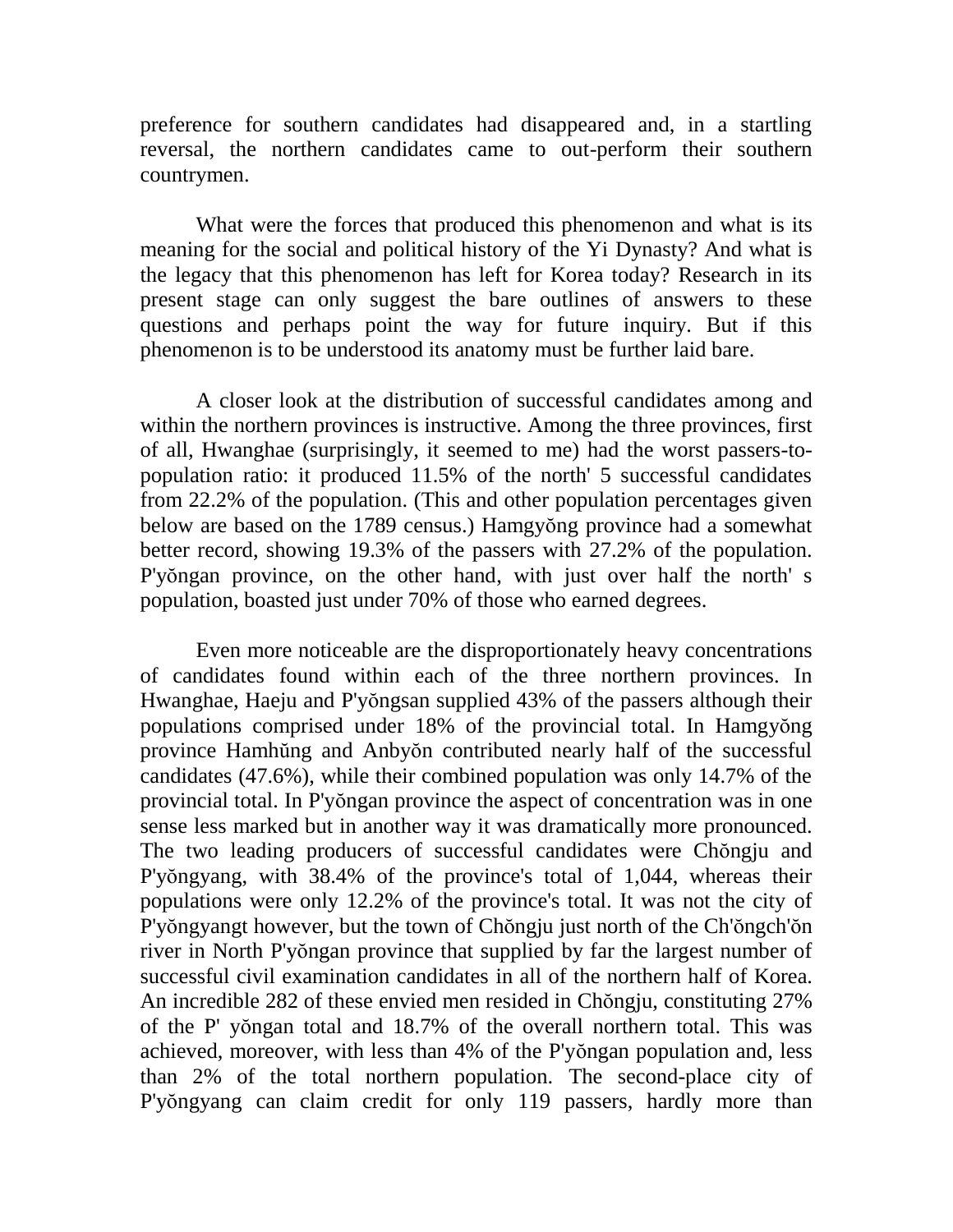preference for southern candidates had disappeared and, in a startling reversal, the northern candidates came to out-perform their southern countrymen.

What were the forces that produced this phenomenon and what is its meaning for the social and political history of the Yi Dynasty? And what is the legacy that this phenomenon has left for Korea today? Research in its present stage can only suggest the bare outlines of answers to these questions and perhaps point the way for future inquiry. But if this phenomenon is to be understood its anatomy must be further laid bare.

A closer look at the distribution of successful candidates among and within the northern provinces is instructive. Among the three provinces, first of all, Hwanghae (surprisingly, it seemed to me) had the worst passers-to-population ratio: it produced 11.5% of the north' 5 successful candidates from 22.2% of the population. (This and other population percentages given below are based on the 1789 census.) Hamgyŏng province had a somewhat better record, showing 19.3% of the passers with 27.2% of the population. P'yŏngan province, on the other hand, with just over half the north' s population, boasted just under 70% of those who earned degrees.

Even more noticeable are the disproportionately heavy concentrations of candidates found within each of the three northern provinces. In Hwanghae, Haeju and P'yŏngsan supplied 43% of the passers although their populations comprised under 18% of the provincial total. In Hamgyŏng province Hamhŭng and Anbyŏn contributed nearly half of the successful candidates (47.6%), while their combined population was only 14.7% of the provincial total. In P'yŏngan province the aspect of concentration was in one sense less marked but in another way it was dramatically more pronounced. The two leading producers of successful candidates were Chŏngju and P'yŏngyang, with 38.4% of the province's total of 1,044, whereas their populations were only 12.2% of the province's total. It was not the city of P'yŏngyangt however, but the town of Chŏngju just north of the Ch'ŏngch'ŏn river in North P'yŏngan province that supplied by far the largest number of successful civil examination candidates in all of the northern half of Korea. An incredible 282 of these envied men resided in Chŏngju, constituting 27% of the P' yŏngan total and 18.7% of the overall northern total. This was achieved, moreover, with less than 4% of the P'yŏngan population and, less than 2% of the total northern population. The second-place city of P'yŏngyang can claim credit for only 119 passers, hardly more than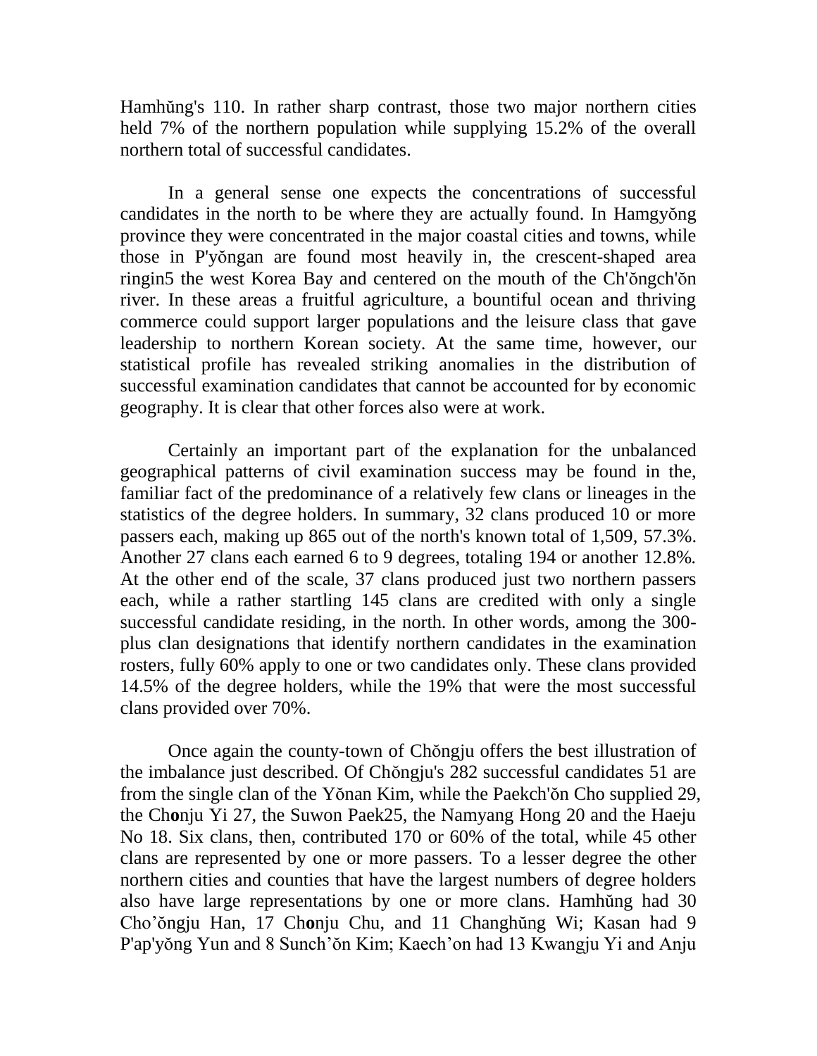Hamhŭng's 110. In rather sharp contrast, those two major northern cities held 7% of the northern population while supplying 15.2% of the overall northern total of successful candidates.

In a general sense one expects the concentrations of successful candidates in the north to be where they are actually found. In Hamgyŏng province they were concentrated in the major coastal cities and towns, while those in P'yŏngan are found most heavily in, the crescent-shaped area ringin5 the west Korea Bay and centered on the mouth of the Ch'ŏngch'ŏn river. In these areas a fruitful agriculture, a bountiful ocean and thriving commerce could support larger populations and the leisure class that gave leadership to northern Korean society. At the same time, however, our statistical profile has revealed striking anomalies in the distribution of successful examination candidates that cannot be accounted for by economic geography. It is clear that other forces also were at work.

Certainly an important part of the explanation for the unbalanced geographical patterns of civil examination success may be found in the, familiar fact of the predominance of a relatively few clans or lineages in the statistics of the degree holders. In summary, 32 clans produced 10 or more passers each, making up 865 out of the north's known total of 1,509, 57.3%. Another 27 clans each earned 6 to 9 degrees, totaling 194 or another 12.8%. At the other end of the scale, 37 clans produced just two northern passers each, while a rather startling 145 clans are credited with only a single successful candidate residing, in the north. In other words, among the 300-plus clan designations that identify northern candidates in the examination rosters, fully 60% apply to one or two candidates only. These clans provided 14.5% of the degree holders, while the 19% that were the most successful clans provided over 70%.

Once again the county-town of Chŏngju offers the best illustration of the imbalance just described. Of Chŏngju's 282 successful candidates 51 are from the single clan of the Yŏnan Kim, while the Paekch'ŏn Cho supplied 29, the Ch**o**nju Yi 27, the Suwon Paek25, the Namyang Hong 20 and the Haeju No 18. Six clans, then, contributed 170 or 60% of the total, while 45 other clans are represented by one or more passers. To a lesser degree the other northern cities and counties that have the largest numbers of degree holders also have large representations by one or more clans. Hamhŭng had 30 Cho'ŏngju Han, 17 Ch**o**nju Chu, and 11 Changhŭng Wi; Kasan had 9 P'ap'yŏng Yun and 8 Sunch'ŏn Kim; Kaech'on had 13 Kwangju Yi and Anju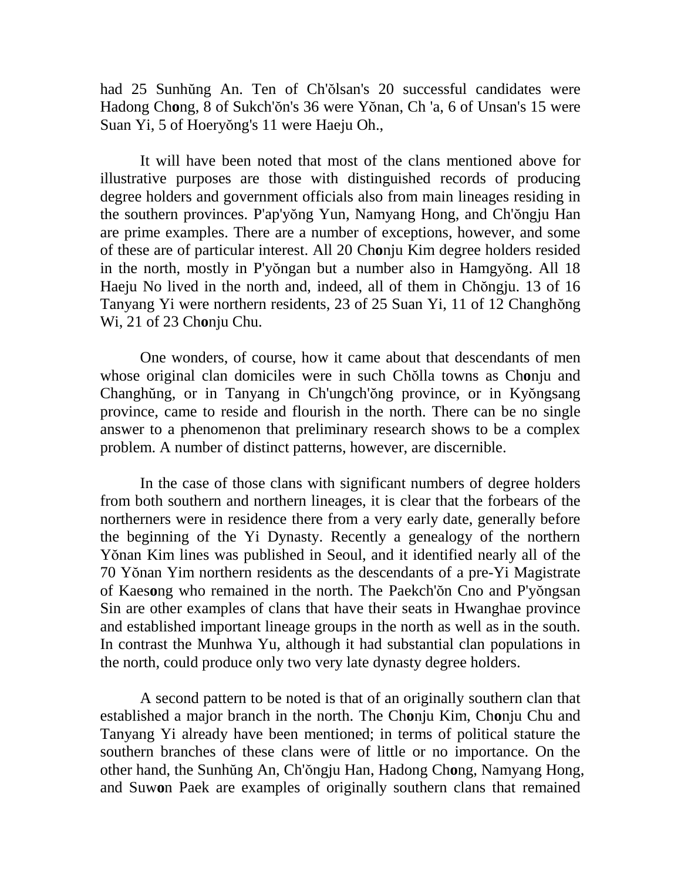had 25 Sunhŭng An. Ten of Ch'ŏlsan's 20 successful candidates were Hadong Ch**o**ng, 8 of Sukch'ŏn's 36 were Yŏnan, Ch 'a, 6 of Unsan's 15 were Suan Yi, 5 of Hoeryŏng's 11 were Haeju Oh.,

It will have been noted that most of the clans mentioned above for illustrative purposes are those with distinguished records of producing degree holders and government officials also from main lineages residing in the southern provinces. P'ap'yŏng Yun, Namyang Hong, and Ch'ŏngju Han are prime examples. There are a number of exceptions, however, and some of these are of particular interest. All 20 Ch**o**nju Kim degree holders resided in the north, mostly in P'yŏngan but a number also in Hamgyŏng. All 18 Haeju No lived in the north and, indeed, all of them in Chŏngju. 13 of 16 Tanyang Yi were northern residents, 23 of 25 Suan Yi, 11 of 12 Changhŏng Wi, 21 of 23 Ch**o**nju Chu.

One wonders, of course, how it came about that descendants of men whose original clan domiciles were in such Chŏlla towns as Ch**o**nju and Changhŭng, or in Tanyang in Ch'ungch'ŏng province, or in Kyŏngsang province, came to reside and flourish in the north. There can be no single answer to a phenomenon that preliminary research shows to be a complex problem. A number of distinct patterns, however, are discernible.

In the case of those clans with significant numbers of degree holders from both southern and northern lineages, it is clear that the forbears of the northerners were in residence there from a very early date, generally before the beginning of the Yi Dynasty. Recently a genealogy of the northern Yŏnan Kim lines was published in Seoul, and it identified nearly all of the 70 Yŏnan Yim northern residents as the descendants of a pre-Yi Magistrate of Kaes**o**ng who remained in the north. The Paekch'ŏn Cno and P'yŏngsan Sin are other examples of clans that have their seats in Hwanghae province and established important lineage groups in the north as well as in the south. In contrast the Munhwa Yu, although it had substantial clan populations in the north, could produce only two very late dynasty degree holders.

A second pattern to be noted is that of an originally southern clan that established a major branch in the north. The Ch**o**nju Kim, Ch**o**nju Chu and Tanyang Yi already have been mentioned; in terms of political stature the southern branches of these clans were of little or no importance. On the other hand, the Sunhŭng An, Ch'ŏngju Han, Hadong Ch**o**ng, Namyang Hong, and Suw**o**n Paek are examples of originally southern clans that remained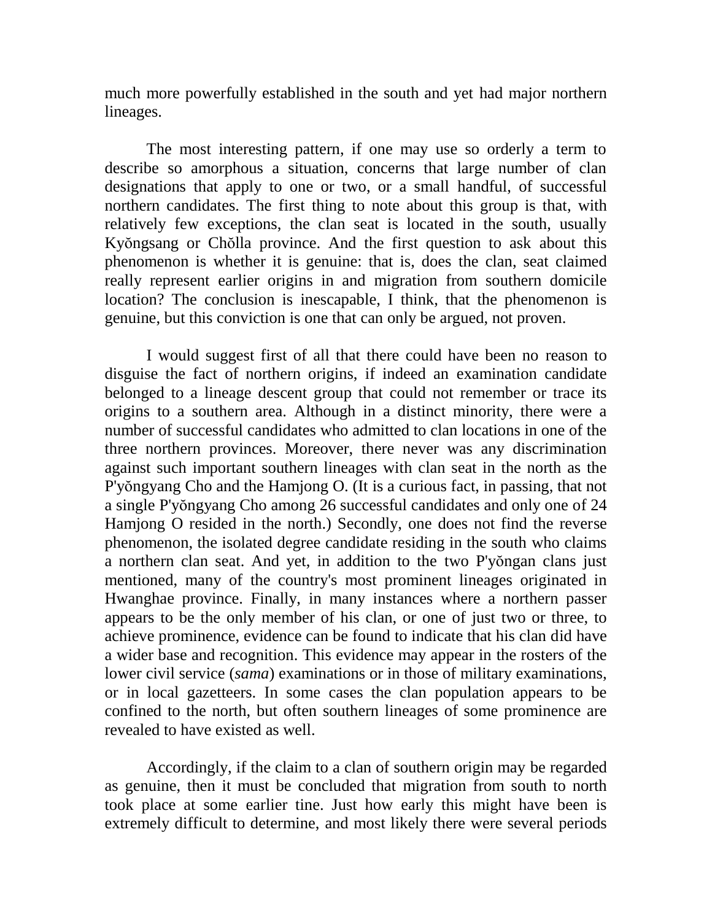much more powerfully established in the south and yet had major northern lineages.

The most interesting pattern, if one may use so orderly a term to describe so amorphous a situation, concerns that large number of clan designations that apply to one or two, or a small handful, of successful northern candidates. The first thing to note about this group is that, with relatively few exceptions, the clan seat is located in the south, usually Kyŏngsang or Chŏlla province. And the first question to ask about this phenomenon is whether it is genuine: that is, does the clan, seat claimed really represent earlier origins in and migration from southern domicile location? The conclusion is inescapable, I think, that the phenomenon is genuine, but this conviction is one that can only be argued, not proven.

I would suggest first of all that there could have been no reason to disguise the fact of northern origins, if indeed an examination candidate belonged to a lineage descent group that could not remember or trace its origins to a southern area. Although in a distinct minority, there were a number of successful candidates who admitted to clan locations in one of the three northern provinces. Moreover, there never was any discrimination against such important southern lineages with clan seat in the north as the P'yŏngyang Cho and the Hamjong O. (It is a curious fact, in passing, that not a single P'yŏngyang Cho among 26 successful candidates and only one of 24 Hamjong O resided in the north.) Secondly, one does not find the reverse phenomenon, the isolated degree candidate residing in the south who claims a northern clan seat. And yet, in addition to the two P'yŏngan clans just mentioned, many of the country's most prominent lineages originated in Hwanghae province. Finally, in many instances where a northern passer appears to be the only member of his clan, or one of just two or three, to achieve prominence, evidence can be found to indicate that his clan did have a wider base and recognition. This evidence may appear in the rosters of the lower civil service (*sama*) examinations or in those of military examinations, or in local gazetteers. In some cases the clan population appears to be confined to the north, but often southern lineages of some prominence are revealed to have existed as well.

Accordingly, if the claim to a clan of southern origin may be regarded as genuine, then it must be concluded that migration from south to north took place at some earlier tine. Just how early this might have been is extremely difficult to determine, and most likely there were several periods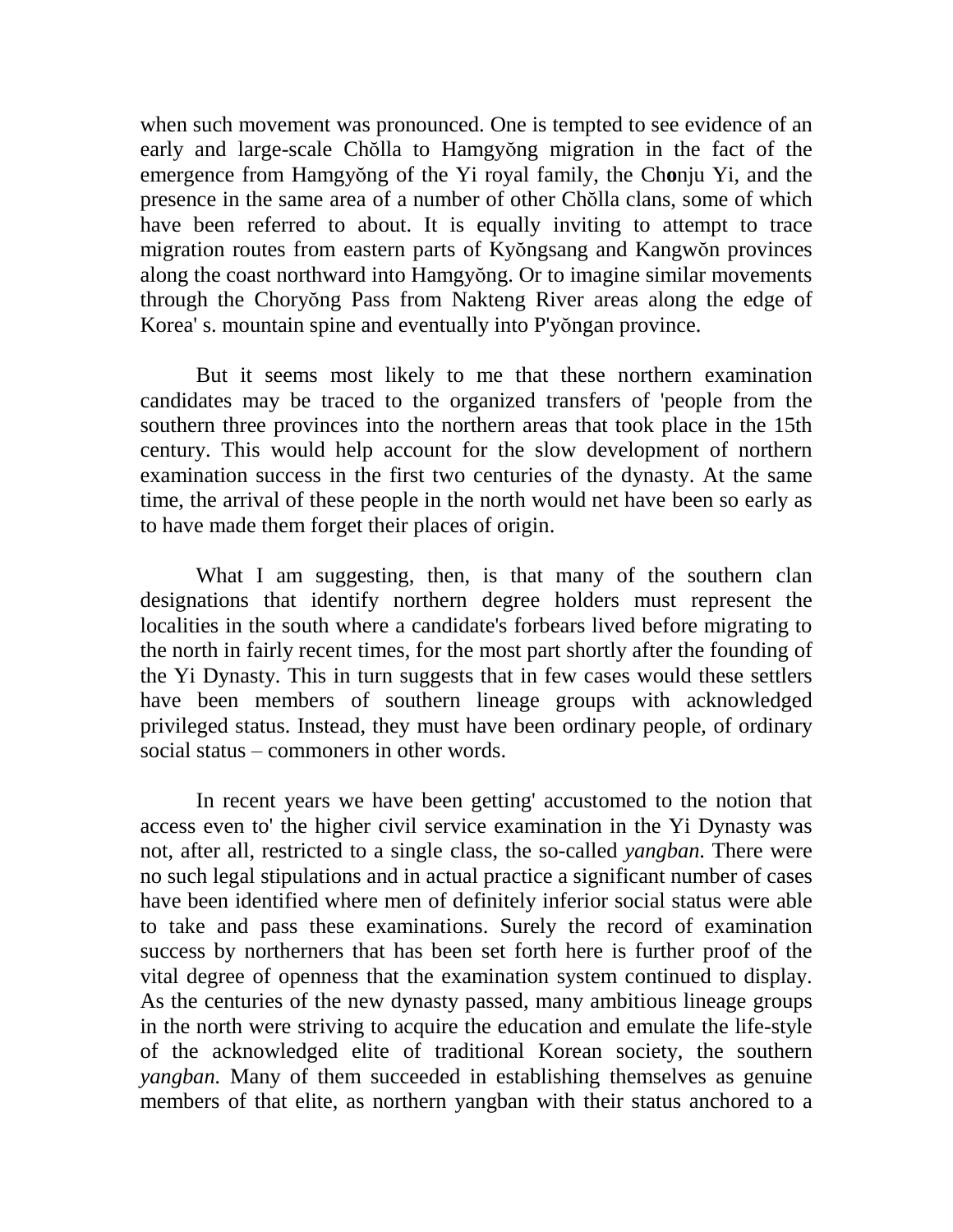when such movement was pronounced. One is tempted to see evidence of an early and large-scale Chŏlla to Hamgyŏng migration in the fact of the emergence from Hamgyŏng of the Yi royal family, the Ch**o**nju Yi, and the presence in the same area of a number of other Chŏlla clans, some of which have been referred to about. It is equally inviting to attempt to trace migration routes from eastern parts of Kyŏngsang and Kangwŏn provinces along the coast northward into Hamgyŏng. Or to imagine similar movements through the Choryŏng Pass from Nakteng River areas along the edge of Korea' s. mountain spine and eventually into P'yŏngan province.

But it seems most likely to me that these northern examination candidates may be traced to the organized transfers of 'people from the southern three provinces into the northern areas that took place in the 15th century. This would help account for the slow development of northern examination success in the first two centuries of the dynasty. At the same time, the arrival of these people in the north would net have been so early as to have made them forget their places of origin.

What I am suggesting, then, is that many of the southern clan designations that identify northern degree holders must represent the localities in the south where a candidate's forbears lived before migrating to the north in fairly recent times, for the most part shortly after the founding of the Yi Dynasty. This in turn suggests that in few cases would these settlers have been members of southern lineage groups with acknowledged privileged status. Instead, they must have been ordinary people, of ordinary social status – commoners in other words.

In recent years we have been getting' accustomed to the notion that access even to' the higher civil service examination in the Yi Dynasty was not, after all, restricted to a single class, the so-called *yangban.* There were no such legal stipulations and in actual practice a significant number of cases have been identified where men of definitely inferior social status were able to take and pass these examinations. Surely the record of examination success by northerners that has been set forth here is further proof of the vital degree of openness that the examination system continued to display. As the centuries of the new dynasty passed, many ambitious lineage groups in the north were striving to acquire the education and emulate the life-style of the acknowledged elite of traditional Korean society, the southern *yangban.* Many of them succeeded in establishing themselves as genuine members of that elite, as northern yangban with their status anchored to a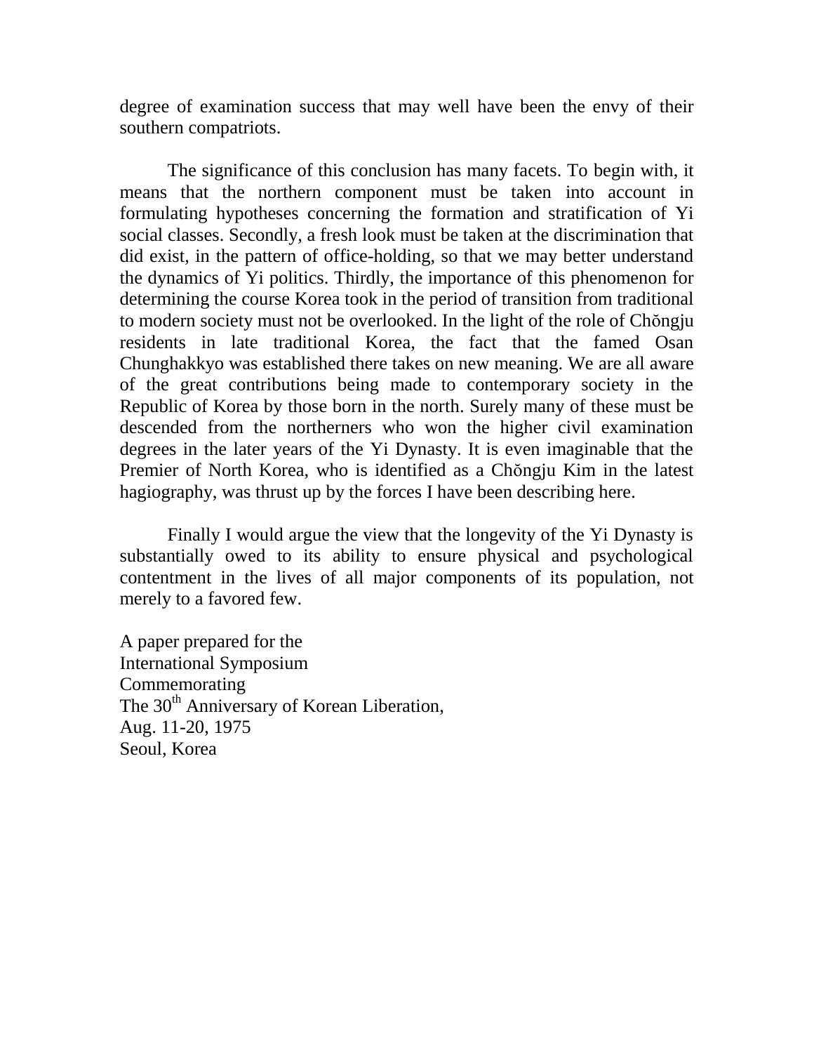degree of examination success that may well have been the envy of their southern compatriots.

The significance of this conclusion has many facets. To begin with, it means that the northern component must be taken into account in formulating hypotheses concerning the formation and stratification of Yi social classes. Secondly, a fresh look must be taken at the discrimination that did exist, in the pattern of office-holding, so that we may better understand the dynamics of Yi politics. Thirdly, the importance of this phenomenon for determining the course Korea took in the period of transition from traditional to modern society must not be overlooked. In the light of the role of Chŏngju residents in late traditional Korea, the fact that the famed Osan Chunghakkyo was established there takes on new meaning. We are all aware of the great contributions being made to contemporary society in the Republic of Korea by those born in the north. Surely many of these must be descended from the northerners who won the higher civil examination degrees in the later years of the Yi Dynasty. It is even imaginable that the Premier of North Korea, who is identified as a Chŏngju Kim in the latest hagiography, was thrust up by the forces I have been describing here.

Finally I would argue the view that the longevity of the Yi Dynasty is substantially owed to its ability to ensure physical and psychological contentment in the lives of all major components of its population, not merely to a favored few.

A paper prepared for the
International Symposium
Commemorating
The 30th Anniversary of Korean Liberation,
Aug. 11-20, 1975
Seoul, Korea